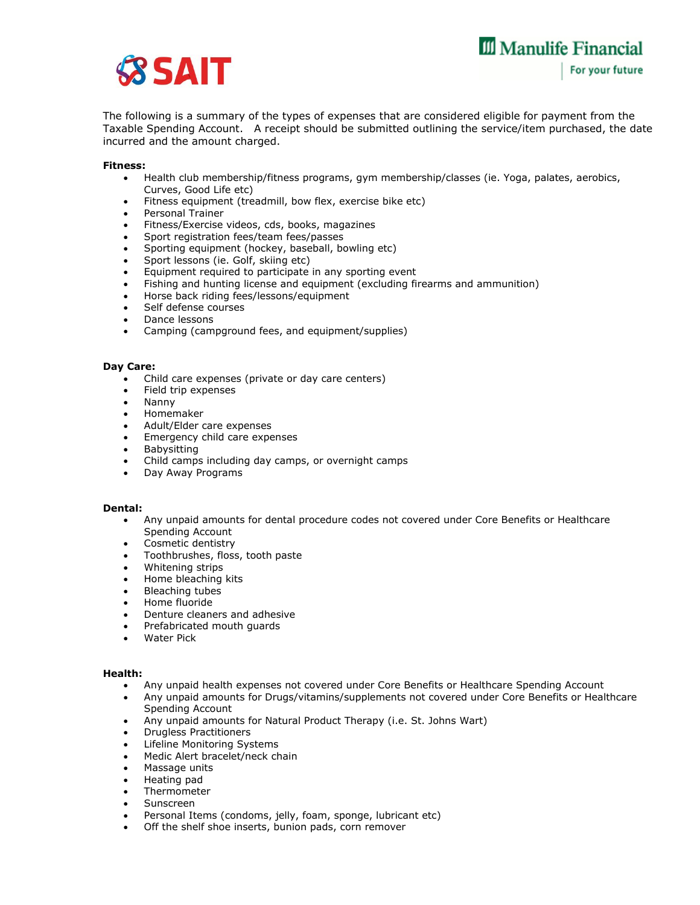The following is a summary of the types of expenses that are considered eligible for payment from the Taxable Spending Account. A receipt should be submitted outlining the service/item purchased, the date incurred and the amount charged.

**Fitness:**

- Health club membership/fitness programs, gym membership/classes (ie. Yoga, palates, aerobics, Curves, Good Life etc)
- Fitness equipment (treadmill, bow flex, exercise bike etc)
- Personal Trainer
- Fitness/Exercise videos, cds, books, magazines
- Sport registration fees/team fees/passes
- Sporting equipment (hockey, baseball, bowling etc)
- Sport lessons (ie. Golf, skiing etc)
- Equipment required to participate in any sporting event
- Fishing and hunting license and equipment (excluding firearms and ammunition)
- Horse back riding fees/lessons/equipment
- Self defense courses
- Dance lessons
- Camping (campground fees, and equipment/supplies)

**Day Care:**

- Child care expenses (private or day care centers)
- Field trip expenses
- Nanny
- Homemaker
- Adult/Elder care expenses
- Emergency child care expenses
- Babysitting
- Child camps including day camps, or overnight camps
- Day Away Programs

**Dental:**

- Any unpaid amounts for dental procedure codes not covered under Core Benefits or Healthcare Spending Account
- Cosmetic dentistry
- Toothbrushes, floss, tooth paste
- Whitening strips
- Home bleaching kits
- Bleaching tubes
- Home fluoride
- Denture cleaners and adhesive
- Prefabricated mouth guards
- Water Pick

**Health:**

- Any unpaid health expenses not covered under Core Benefits or Healthcare Spending Account
- Any unpaid amounts for Drugs/vitamins/supplements not covered under Core Benefits or Healthcare Spending Account
- Any unpaid amounts for Natural Product Therapy (i.e. St. Johns Wart)
- Drugless Practitioners
- Lifeline Monitoring Systems
- Medic Alert bracelet/neck chain
- Massage units
- Heating pad
- Thermometer
- Sunscreen
- Personal Items (condoms, jelly, foam, sponge, lubricant etc)
- Off the shelf shoe inserts, bunion pads, corn remover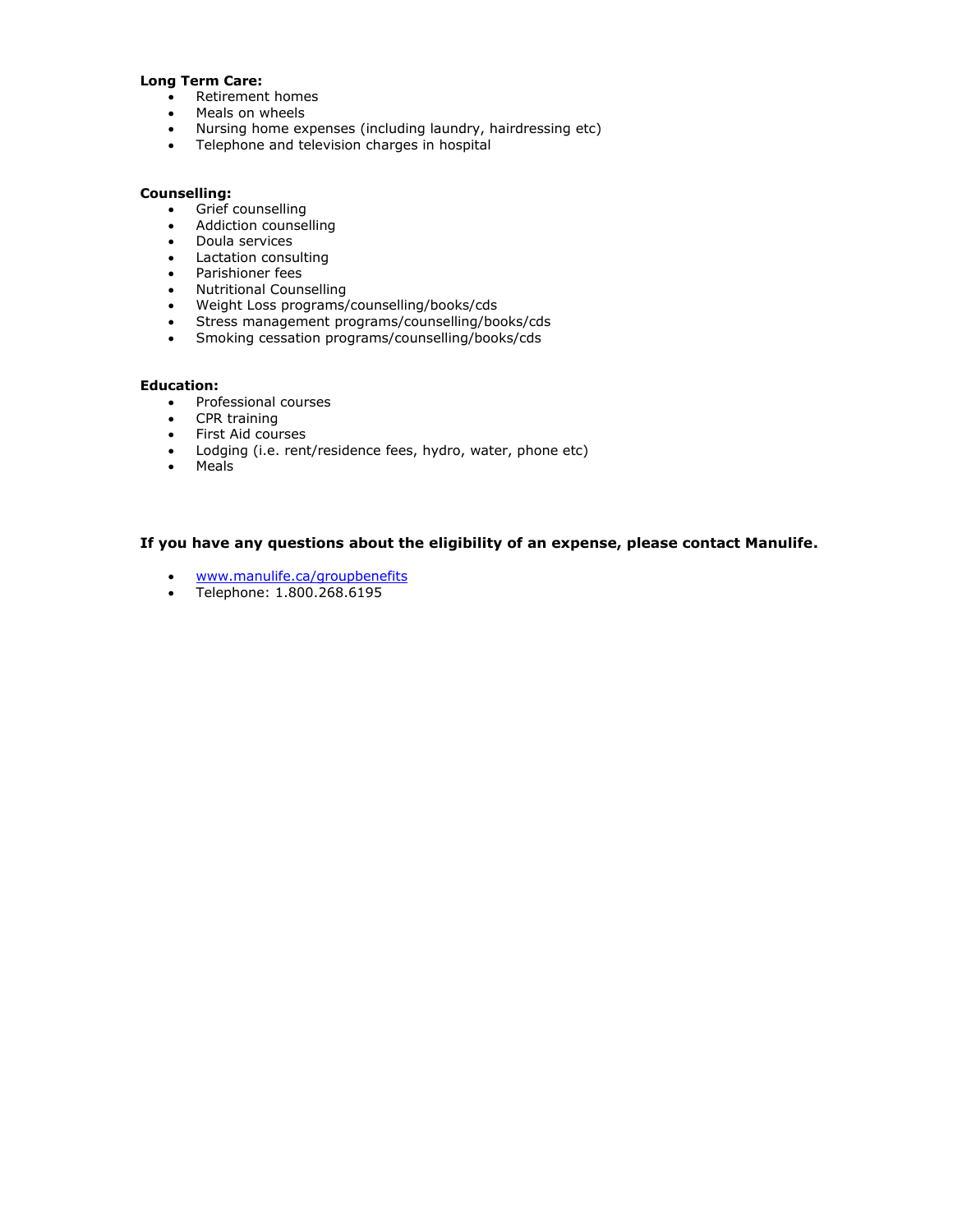**Long Term Care:**

- Retirement homes
- Meals on wheels
- Nursing home expenses (including laundry, hairdressing etc)
- Telephone and television charges in hospital

**Counselling:**

- Grief counselling
- Addiction counselling
- Doula services
- Lactation consulting
- Parishioner fees
- Nutritional Counselling
- Weight Loss programs/counselling/books/cds
- Stress management programs/counselling/books/cds
- Smoking cessation programs/counselling/books/cds

**Education:**

- Professional courses
- CPR training
- First Aid courses
- Lodging (i.e. rent/residence fees, hydro, water, phone etc)
- Meals

**If you have any questions about the eligibility of an expense, please contact Manulife.**

- [www.manulife.ca/groupbenefits](http://www.manulife.ca/groupbenefits)
- Telephone: 1.800.268.6195